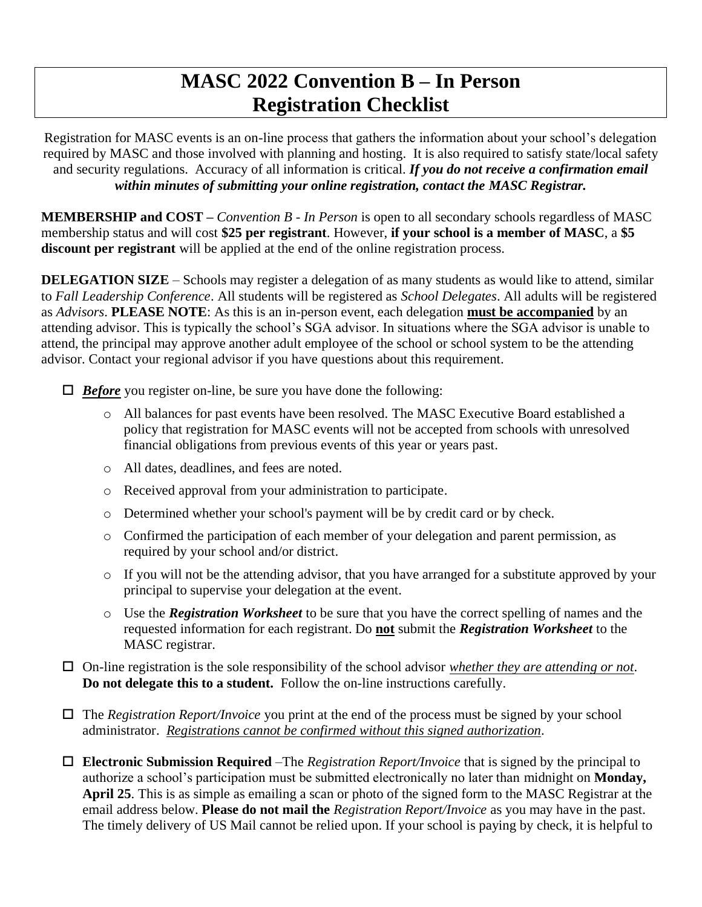# MASC 2022 Convention B – In Person
# Registration Checklist

Registration for MASC events is an on-line process that gathers the information about your school's delegation required by MASC and those involved with planning and hosting. It is also required to satisfy state/local safety and security regulations. Accuracy of all information is critical. ***If you do not receive a confirmation email within minutes of submitting your online registration, contact the MASC Registrar.***

**MEMBERSHIP and COST –** *Convention B - In Person* is open to all secondary schools regardless of MASC membership status and will cost **$25 per registrant**. However, **if your school is a member of MASC**, a **$5 discount per registrant** will be applied at the end of the online registration process.

**DELEGATION SIZE** – Schools may register a delegation of as many students as would like to attend, similar to *Fall Leadership Conference*. All students will be registered as *School Delegates*. All adults will be registered as *Advisors*. **PLEASE NOTE**: As this is an in-person event, each delegation **<u>must be accompanied</u>** by an attending advisor. This is typically the school's SGA advisor. In situations where the SGA advisor is unable to attend, the principal may approve another adult employee of the school or school system to be the attending advisor. Contact your regional advisor if you have questions about this requirement.

- ☐ ***<u>Before</u>*** you register on-line, be sure you have done the following:
  - All balances for past events have been resolved. The MASC Executive Board established a policy that registration for MASC events will not be accepted from schools with unresolved financial obligations from previous events of this year or years past.
  - All dates, deadlines, and fees are noted.
  - Received approval from your administration to participate.
  - Determined whether your school's payment will be by credit card or by check.
  - Confirmed the participation of each member of your delegation and parent permission, as required by your school and/or district.
  - If you will not be the attending advisor, that you have arranged for a substitute approved by your principal to supervise your delegation at the event.
  - Use the ***Registration Worksheet*** to be sure that you have the correct spelling of names and the requested information for each registrant. Do **<u>not</u>** submit the ***Registration Worksheet*** to the MASC registrar.
- ☐ On-line registration is the sole responsibility of the school advisor *<u>whether they are attending or not</u>*. **Do not delegate this to a student.** Follow the on-line instructions carefully.
- ☐ The *Registration Report/Invoice* you print at the end of the process must be signed by your school administrator. *<u>Registrations cannot be confirmed without this signed authorization</u>*.
- ☐ **Electronic Submission Required** –The *Registration Report/Invoice* that is signed by the principal to authorize a school's participation must be submitted electronically no later than midnight on **Monday, April 25**. This is as simple as emailing a scan or photo of the signed form to the MASC Registrar at the email address below. **Please do not mail the** *Registration Report/Invoice* as you may have in the past. The timely delivery of US Mail cannot be relied upon. If your school is paying by check, it is helpful to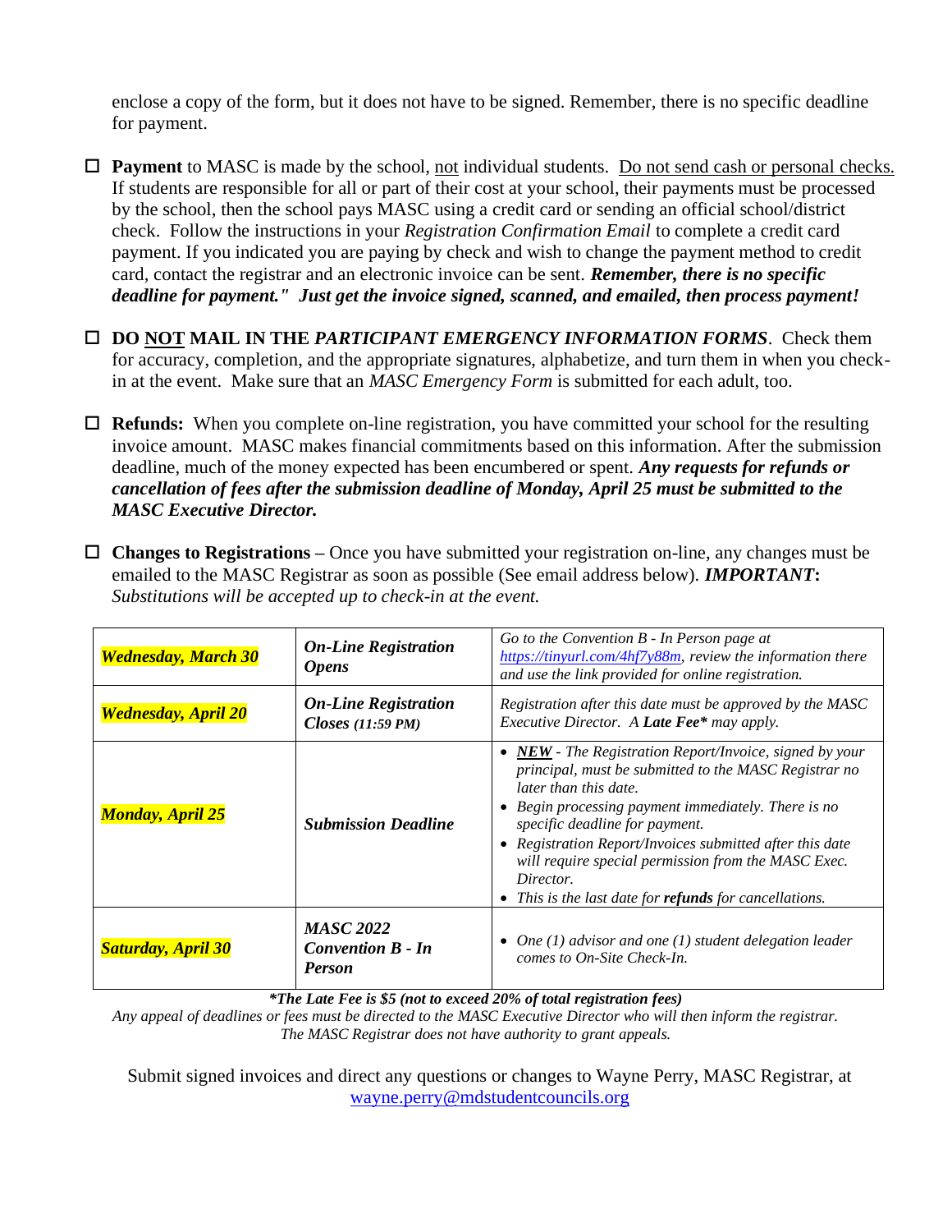enclose a copy of the form, but it does not have to be signed. Remember, there is no specific deadline for payment.

- ☐ **Payment** to MASC is made by the school, <u>not</u> individual students. <u>Do not send cash or personal checks.</u> If students are responsible for all or part of their cost at your school, their payments must be processed by the school, then the school pays MASC using a credit card or sending an official school/district check. Follow the instructions in your *Registration Confirmation Email* to complete a credit card payment. If you indicated you are paying by check and wish to change the payment method to credit card, contact the registrar and an electronic invoice can be sent. ***Remember, there is no specific deadline for payment." Just get the invoice signed, scanned, and emailed, then process payment!***

- ☐ **DO <u>NOT</u> MAIL IN THE *PARTICIPANT EMERGENCY INFORMATION FORMS*.** Check them for accuracy, completion, and the appropriate signatures, alphabetize, and turn them in when you check-in at the event. Make sure that an *MASC Emergency Form* is submitted for each adult, too.

- ☐ **Refunds:** When you complete on-line registration, you have committed your school for the resulting invoice amount. MASC makes financial commitments based on this information. After the submission deadline, much of the money expected has been encumbered or spent. ***Any requests for refunds or cancellation of fees after the submission deadline of Monday, April 25 must be submitted to the MASC Executive Director.***

- ☐ **Changes to Registrations –** Once you have submitted your registration on-line, any changes must be emailed to the MASC Registrar as soon as possible (See email address below). ***IMPORTANT*:** *Substitutions will be accepted up to check-in at the event.*

| | | |
|---|---|---|
| ***Wednesday, March 30*** | ***On-Line Registration Opens*** | *Go to the Convention B - In Person page at https://tinyurl.com/4hf7y88m, review the information there and use the link provided for online registration.* |
| ***Wednesday, April 20*** | ***On-Line Registration Closes** (11:59 PM)* | *Registration after this date must be approved by the MASC Executive Director. A **Late Fee\*** may apply.* |
| ***Monday, April 25*** | ***Submission Deadline*** | • ***<u>NEW</u>*** *- The Registration Report/Invoice, signed by your principal, must be submitted to the MASC Registrar no later than this date.* <br> • *Begin processing payment immediately. There is no specific deadline for payment.* <br> • *Registration Report/Invoices submitted after this date will require special permission from the MASC Exec. Director.* <br> • *This is the last date for **refunds** for cancellations.* |
| ***Saturday, April 30*** | ***MASC 2022 Convention B - In Person*** | • *One (1) advisor and one (1) student delegation leader comes to On-Site Check-In.* |

***The Late Fee is $5 (not to exceed 20% of total registration fees)**

*Any appeal of deadlines or fees must be directed to the MASC Executive Director who will then inform the registrar. The MASC Registrar does not have authority to grant appeals.*

Submit signed invoices and direct any questions or changes to Wayne Perry, MASC Registrar, at wayne.perry@mdstudentcouncils.org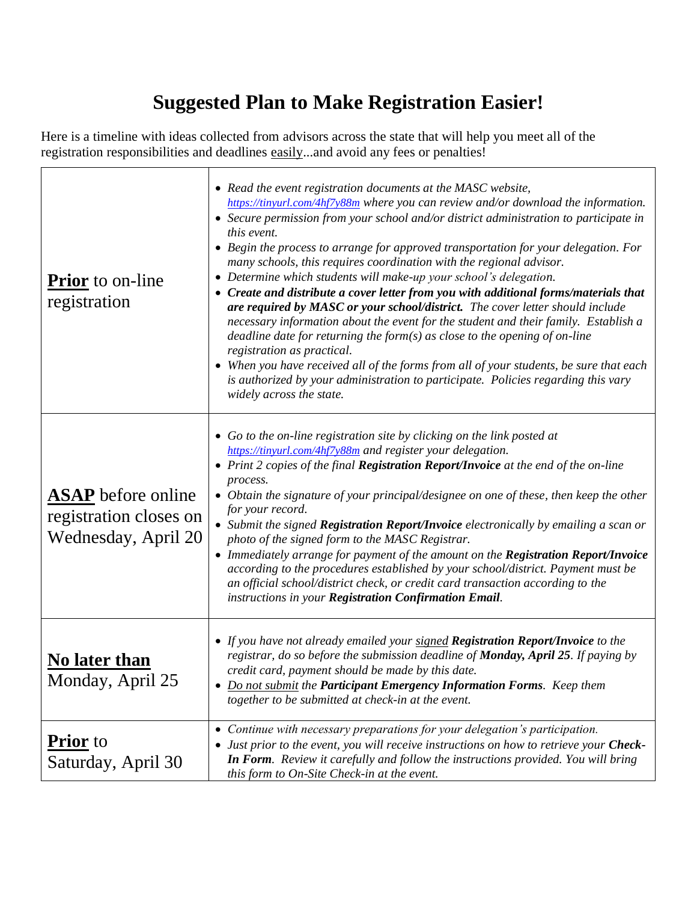# Suggested Plan to Make Registration Easier!

Here is a timeline with ideas collected from advisors across the state that will help you meet all of the registration responsibilities and deadlines easily...and avoid any fees or penalties!

| | |
|---|---|
| **Prior** to on-line registration | • *Read the event registration documents at the MASC website, https://tinyurl.com/4hf7y88m where you can review and/or download the information.*<br>• *Secure permission from your school and/or district administration to participate in this event.*<br>• *Begin the process to arrange for approved transportation for your delegation. For many schools, this requires coordination with the regional advisor.*<br>• *Determine which students will make-up your school's delegation.*<br>• ***Create and distribute a cover letter from you with additional forms/materials that are required by MASC or your school/district.*** *The cover letter should include necessary information about the event for the student and their family. Establish a deadline date for returning the form(s) as close to the opening of on-line registration as practical.*<br>• *When you have received all of the forms from all of your students, be sure that each is authorized by your administration to participate. Policies regarding this vary widely across the state.* |
| **ASAP** before online registration closes on Wednesday, April 20 | • *Go to the on-line registration site by clicking on the link posted at https://tinyurl.com/4hf7y88m and register your delegation.*<br>• *Print 2 copies of the final* ***Registration Report/Invoice*** *at the end of the on-line process.*<br>• *Obtain the signature of your principal/designee on one of these, then keep the other for your record.*<br>• *Submit the signed* ***Registration Report/Invoice*** *electronically by emailing a scan or photo of the signed form to the MASC Registrar.*<br>• *Immediately arrange for payment of the amount on the* ***Registration Report/Invoice*** *according to the procedures established by your school/district. Payment must be an official school/district check, or credit card transaction according to the instructions in your* ***Registration Confirmation Email****.* |
| **No later than** Monday, April 25 | • *If you have not already emailed your signed* ***Registration Report/Invoice*** *to the registrar, do so before the submission deadline of* ***Monday, April 25****. If paying by credit card, payment should be made by this date.*<br>• *Do not submit the* ***Participant Emergency Information Forms****. Keep them together to be submitted at check-in at the event.* |
| **Prior** to Saturday, April 30 | • *Continue with necessary preparations for your delegation's participation.*<br>• *Just prior to the event, you will receive instructions on how to retrieve your* ***Check-In Form****. Review it carefully and follow the instructions provided. You will bring this form to On-Site Check-in at the event.* |